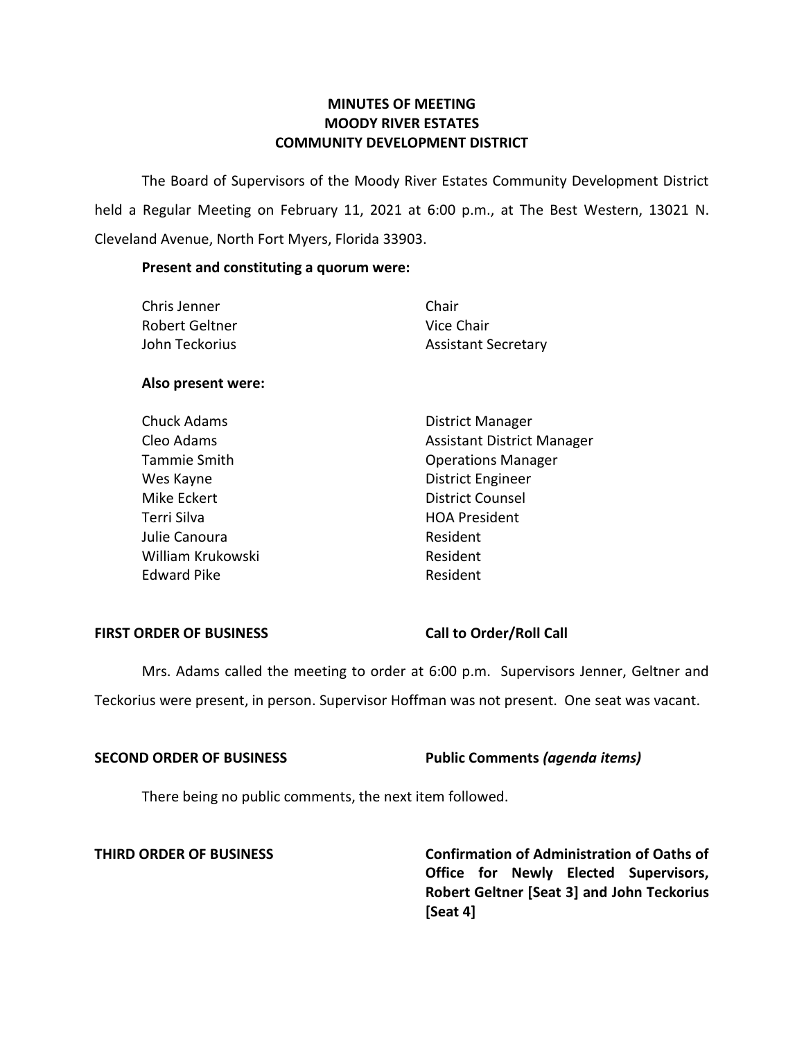# MINUTES OF MEETING
# MOODY RIVER ESTATES
# COMMUNITY DEVELOPMENT DISTRICT

The Board of Supervisors of the Moody River Estates Community Development District held a Regular Meeting on February 11, 2021 at 6:00 p.m., at The Best Western, 13021 N. Cleveland Avenue, North Fort Myers, Florida 33903.

**Present and constituting a quorum were:**

| | |
|---|---|
| Chris Jenner | Chair |
| Robert Geltner | Vice Chair |
| John Teckorius | Assistant Secretary |

**Also present were:**

| | |
|---|---|
| Chuck Adams | District Manager |
| Cleo Adams | Assistant District Manager |
| Tammie Smith | Operations Manager |
| Wes Kayne | District Engineer |
| Mike Eckert | District Counsel |
| Terri Silva | HOA President |
| Julie Canoura | Resident |
| William Krukowski | Resident |
| Edward Pike | Resident |

**FIRST ORDER OF BUSINESS** **Call to Order/Roll Call**

Mrs. Adams called the meeting to order at 6:00 p.m. Supervisors Jenner, Geltner and Teckorius were present, in person. Supervisor Hoffman was not present. One seat was vacant.

**SECOND ORDER OF BUSINESS** **Public Comments *(agenda items)***

There being no public comments, the next item followed.

**THIRD ORDER OF BUSINESS** **Confirmation of Administration of Oaths of Office for Newly Elected Supervisors, Robert Geltner [Seat 3] and John Teckorius [Seat 4]**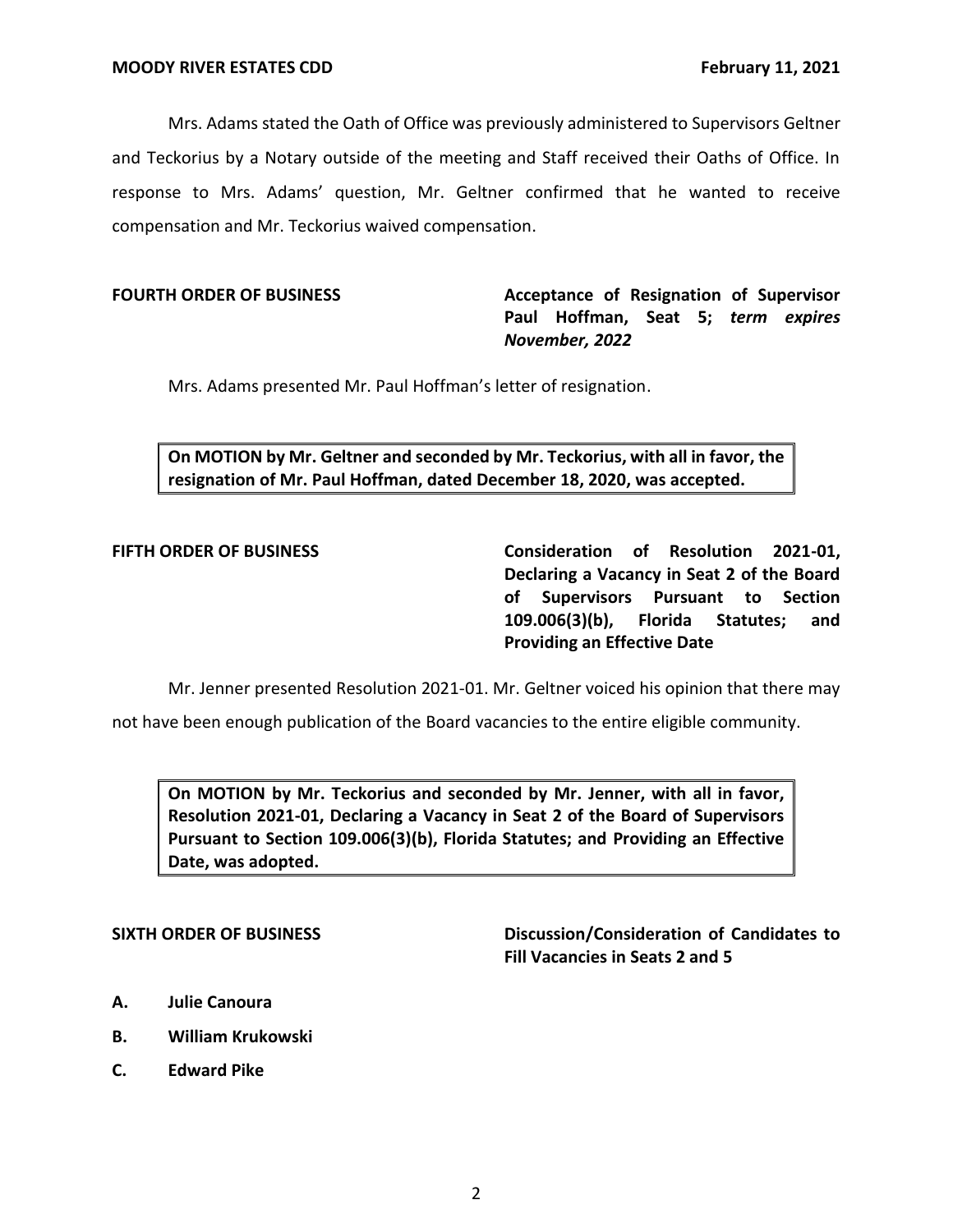Mrs. Adams stated the Oath of Office was previously administered to Supervisors Geltner and Teckorius by a Notary outside of the meeting and Staff received their Oaths of Office. In response to Mrs. Adams' question, Mr. Geltner confirmed that he wanted to receive compensation and Mr. Teckorius waived compensation.

**FOURTH ORDER OF BUSINESS** **Acceptance of Resignation of Supervisor Paul Hoffman, Seat 5;** ***term expires November, 2022***

Mrs. Adams presented Mr. Paul Hoffman's letter of resignation.

**On MOTION by Mr. Geltner and seconded by Mr. Teckorius, with all in favor, the resignation of Mr. Paul Hoffman, dated December 18, 2020, was accepted.**

**FIFTH ORDER OF BUSINESS** **Consideration of Resolution 2021-01, Declaring a Vacancy in Seat 2 of the Board of Supervisors Pursuant to Section 109.006(3)(b), Florida Statutes; and Providing an Effective Date**

Mr. Jenner presented Resolution 2021-01. Mr. Geltner voiced his opinion that there may not have been enough publication of the Board vacancies to the entire eligible community.

**On MOTION by Mr. Teckorius and seconded by Mr. Jenner, with all in favor, Resolution 2021-01, Declaring a Vacancy in Seat 2 of the Board of Supervisors Pursuant to Section 109.006(3)(b), Florida Statutes; and Providing an Effective Date, was adopted.**

**SIXTH ORDER OF BUSINESS** **Discussion/Consideration of Candidates to Fill Vacancies in Seats 2 and 5**

**A. Julie Canoura**

**B. William Krukowski**

**C. Edward Pike**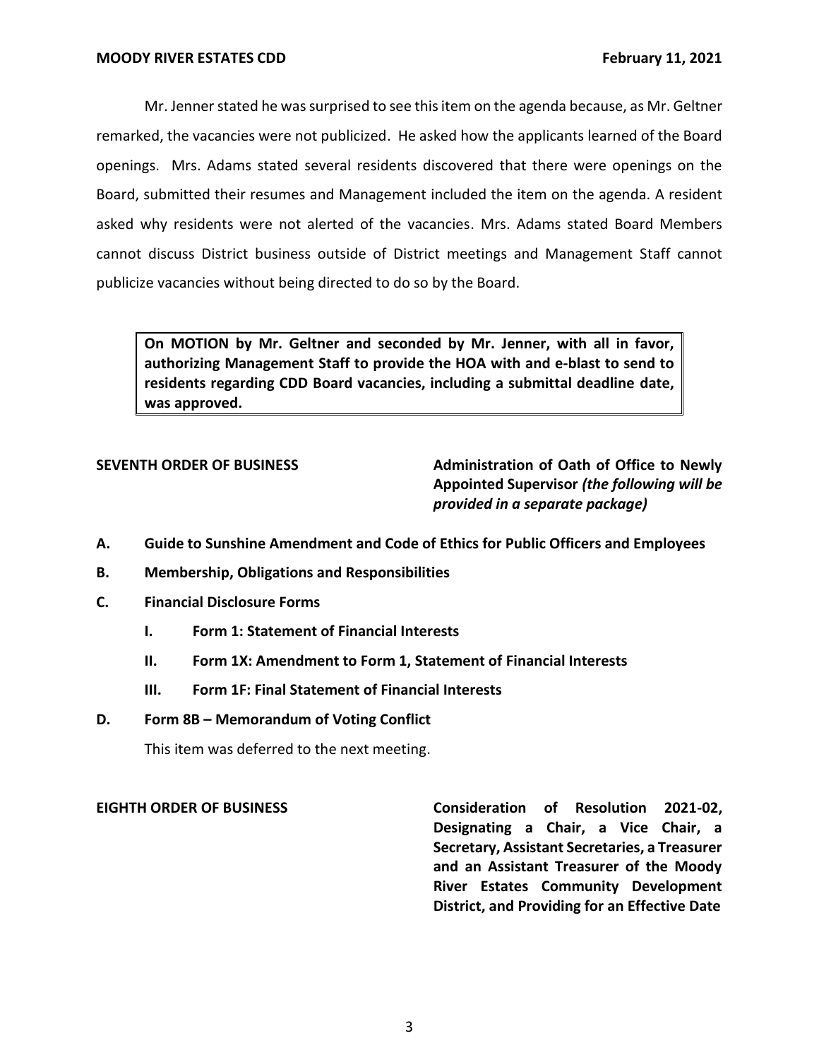Mr. Jenner stated he was surprised to see this item on the agenda because, as Mr. Geltner remarked, the vacancies were not publicized. He asked how the applicants learned of the Board openings. Mrs. Adams stated several residents discovered that there were openings on the Board, submitted their resumes and Management included the item on the agenda. A resident asked why residents were not alerted of the vacancies. Mrs. Adams stated Board Members cannot discuss District business outside of District meetings and Management Staff cannot publicize vacancies without being directed to do so by the Board.

> **On MOTION by Mr. Geltner and seconded by Mr. Jenner, with all in favor, authorizing Management Staff to provide the HOA with and e-blast to send to residents regarding CDD Board vacancies, including a submittal deadline date, was approved.**

**SEVENTH ORDER OF BUSINESS** **Administration of Oath of Office to Newly Appointed Supervisor** ***(the following will be provided in a separate package)***

**A. Guide to Sunshine Amendment and Code of Ethics for Public Officers and Employees**

**B. Membership, Obligations and Responsibilities**

**C. Financial Disclosure Forms**

- **I. Form 1: Statement of Financial Interests**
- **II. Form 1X: Amendment to Form 1, Statement of Financial Interests**
- **III. Form 1F: Final Statement of Financial Interests**

**D. Form 8B – Memorandum of Voting Conflict**

This item was deferred to the next meeting.

**EIGHTH ORDER OF BUSINESS** **Consideration of Resolution 2021-02, Designating a Chair, a Vice Chair, a Secretary, Assistant Secretaries, a Treasurer and an Assistant Treasurer of the Moody River Estates Community Development District, and Providing for an Effective Date**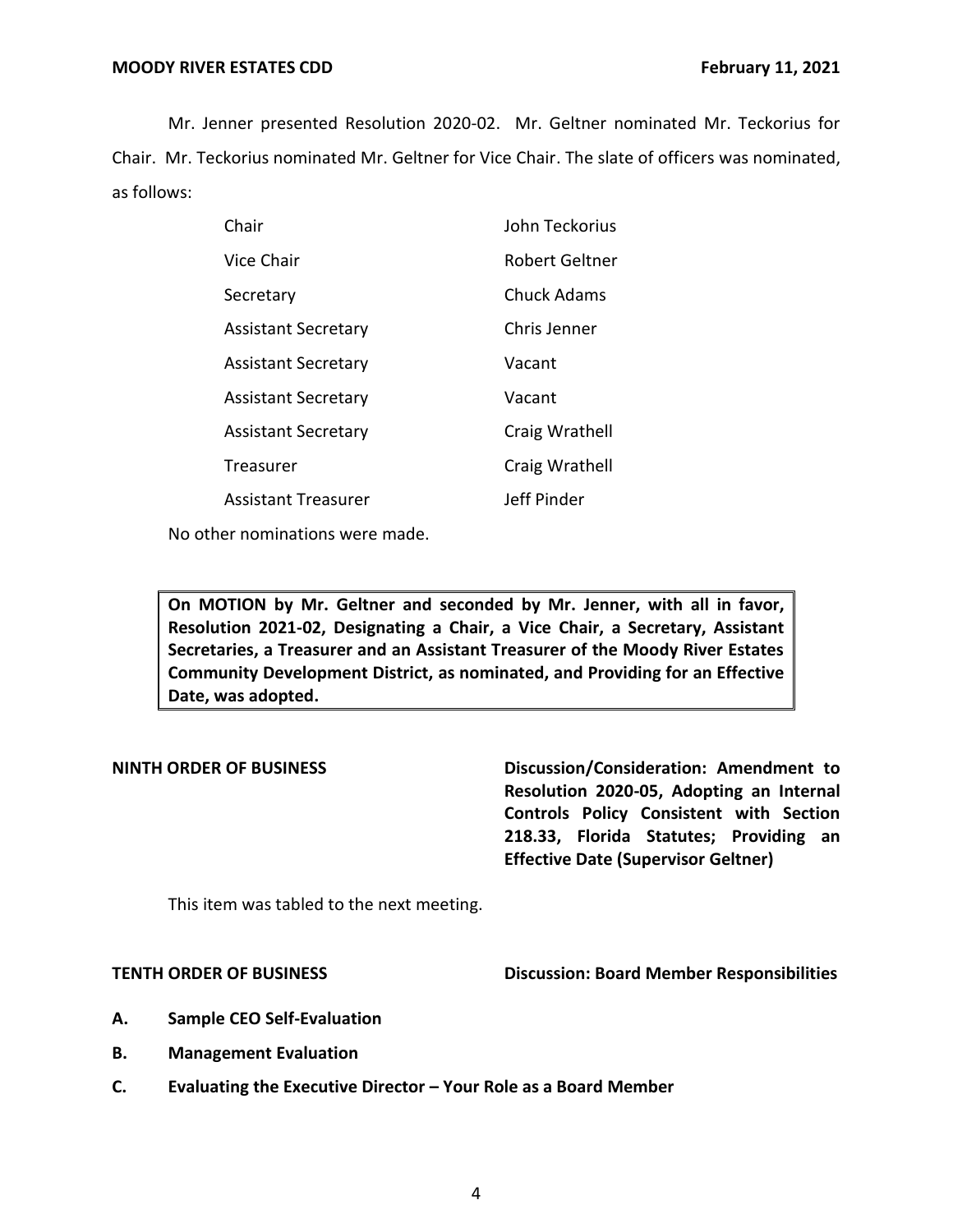Mr. Jenner presented Resolution 2020-02. Mr. Geltner nominated Mr. Teckorius for Chair. Mr. Teckorius nominated Mr. Geltner for Vice Chair. The slate of officers was nominated, as follows:

| | |
|---|---|
| Chair | John Teckorius |
| Vice Chair | Robert Geltner |
| Secretary | Chuck Adams |
| Assistant Secretary | Chris Jenner |
| Assistant Secretary | Vacant |
| Assistant Secretary | Vacant |
| Assistant Secretary | Craig Wrathell |
| Treasurer | Craig Wrathell |
| Assistant Treasurer | Jeff Pinder |

No other nominations were made.

**On MOTION by Mr. Geltner and seconded by Mr. Jenner, with all in favor, Resolution 2021-02, Designating a Chair, a Vice Chair, a Secretary, Assistant Secretaries, a Treasurer and an Assistant Treasurer of the Moody River Estates Community Development District, as nominated, and Providing for an Effective Date, was adopted.**

**NINTH ORDER OF BUSINESS** **Discussion/Consideration: Amendment to Resolution 2020-05, Adopting an Internal Controls Policy Consistent with Section 218.33, Florida Statutes; Providing an Effective Date (Supervisor Geltner)**

This item was tabled to the next meeting.

**TENTH ORDER OF BUSINESS** **Discussion: Board Member Responsibilities**

**A. Sample CEO Self-Evaluation**

**B. Management Evaluation**

**C. Evaluating the Executive Director – Your Role as a Board Member**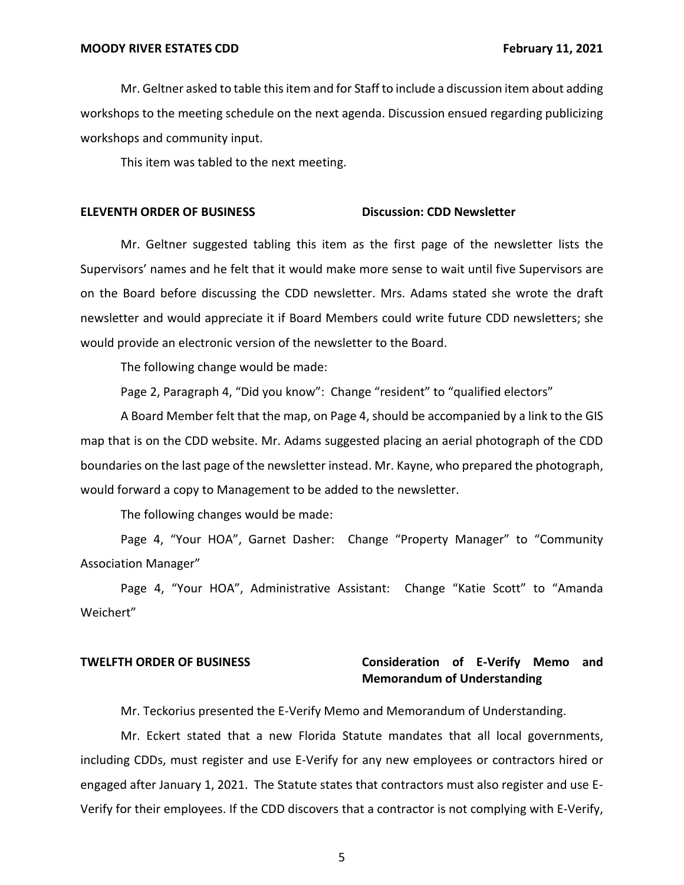Mr. Geltner asked to table this item and for Staff to include a discussion item about adding workshops to the meeting schedule on the next agenda. Discussion ensued regarding publicizing workshops and community input.

This item was tabled to the next meeting.

**ELEVENTH ORDER OF BUSINESS** **Discussion: CDD Newsletter**

Mr. Geltner suggested tabling this item as the first page of the newsletter lists the Supervisors' names and he felt that it would make more sense to wait until five Supervisors are on the Board before discussing the CDD newsletter. Mrs. Adams stated she wrote the draft newsletter and would appreciate it if Board Members could write future CDD newsletters; she would provide an electronic version of the newsletter to the Board.

The following change would be made:

Page 2, Paragraph 4, "Did you know": Change "resident" to "qualified electors"

A Board Member felt that the map, on Page 4, should be accompanied by a link to the GIS map that is on the CDD website. Mr. Adams suggested placing an aerial photograph of the CDD boundaries on the last page of the newsletter instead. Mr. Kayne, who prepared the photograph, would forward a copy to Management to be added to the newsletter.

The following changes would be made:

Page 4, "Your HOA", Garnet Dasher: Change "Property Manager" to "Community Association Manager"

Page 4, "Your HOA", Administrative Assistant: Change "Katie Scott" to "Amanda Weichert"

**TWELFTH ORDER OF BUSINESS** **Consideration of E-Verify Memo and Memorandum of Understanding**

Mr. Teckorius presented the E-Verify Memo and Memorandum of Understanding.

Mr. Eckert stated that a new Florida Statute mandates that all local governments, including CDDs, must register and use E-Verify for any new employees or contractors hired or engaged after January 1, 2021. The Statute states that contractors must also register and use E-Verify for their employees. If the CDD discovers that a contractor is not complying with E-Verify,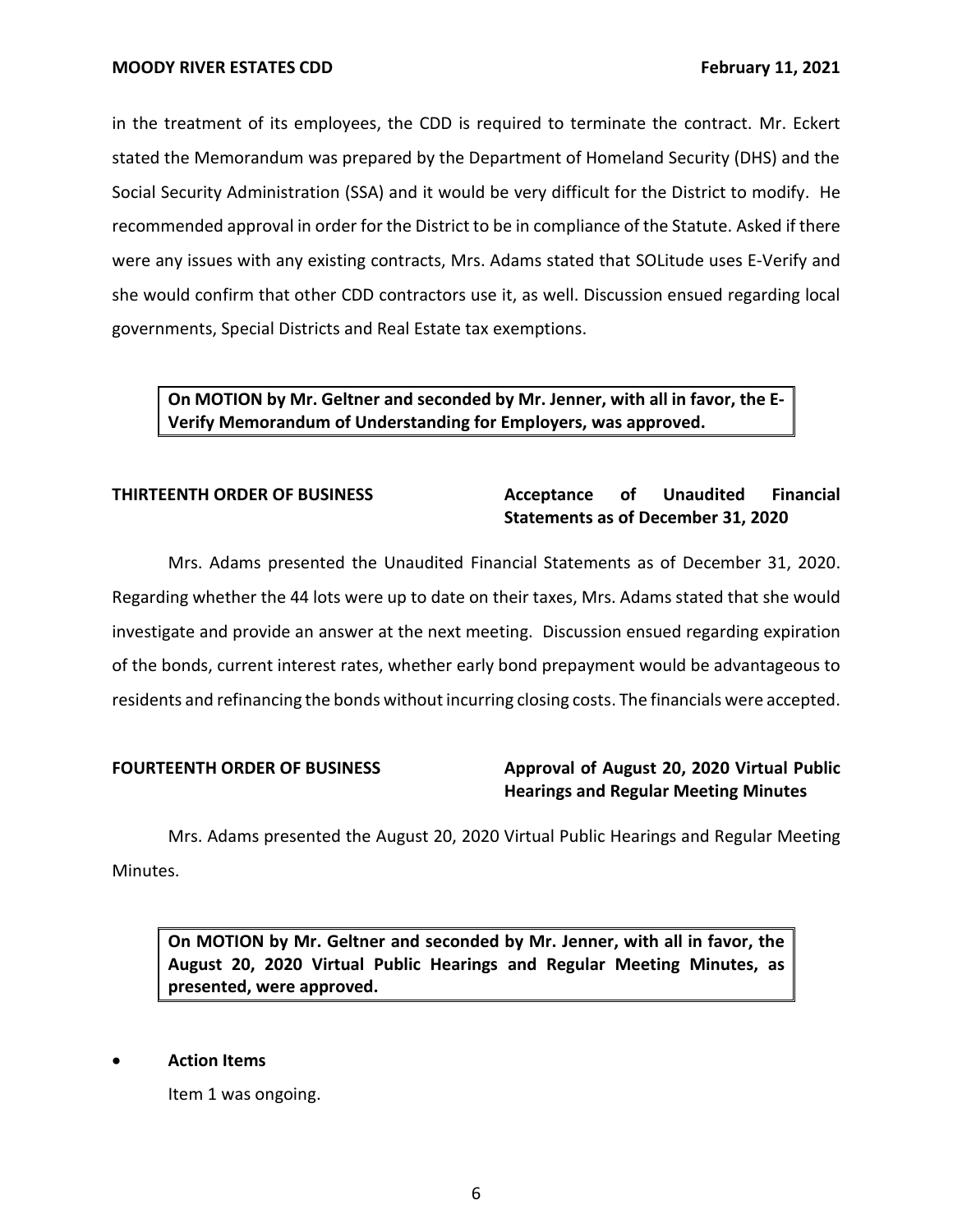in the treatment of its employees, the CDD is required to terminate the contract. Mr. Eckert stated the Memorandum was prepared by the Department of Homeland Security (DHS) and the Social Security Administration (SSA) and it would be very difficult for the District to modify. He recommended approval in order for the District to be in compliance of the Statute. Asked if there were any issues with any existing contracts, Mrs. Adams stated that SOLitude uses E-Verify and she would confirm that other CDD contractors use it, as well. Discussion ensued regarding local governments, Special Districts and Real Estate tax exemptions.

> **On MOTION by Mr. Geltner and seconded by Mr. Jenner, with all in favor, the E-Verify Memorandum of Understanding for Employers, was approved.**

**THIRTEENTH ORDER OF BUSINESS** **Acceptance of Unaudited Financial Statements as of December 31, 2020**

Mrs. Adams presented the Unaudited Financial Statements as of December 31, 2020. Regarding whether the 44 lots were up to date on their taxes, Mrs. Adams stated that she would investigate and provide an answer at the next meeting. Discussion ensued regarding expiration of the bonds, current interest rates, whether early bond prepayment would be advantageous to residents and refinancing the bonds without incurring closing costs. The financials were accepted.

**FOURTEENTH ORDER OF BUSINESS** **Approval of August 20, 2020 Virtual Public Hearings and Regular Meeting Minutes**

Mrs. Adams presented the August 20, 2020 Virtual Public Hearings and Regular Meeting Minutes.

> **On MOTION by Mr. Geltner and seconded by Mr. Jenner, with all in favor, the August 20, 2020 Virtual Public Hearings and Regular Meeting Minutes, as presented, were approved.**

- **Action Items**

  Item 1 was ongoing.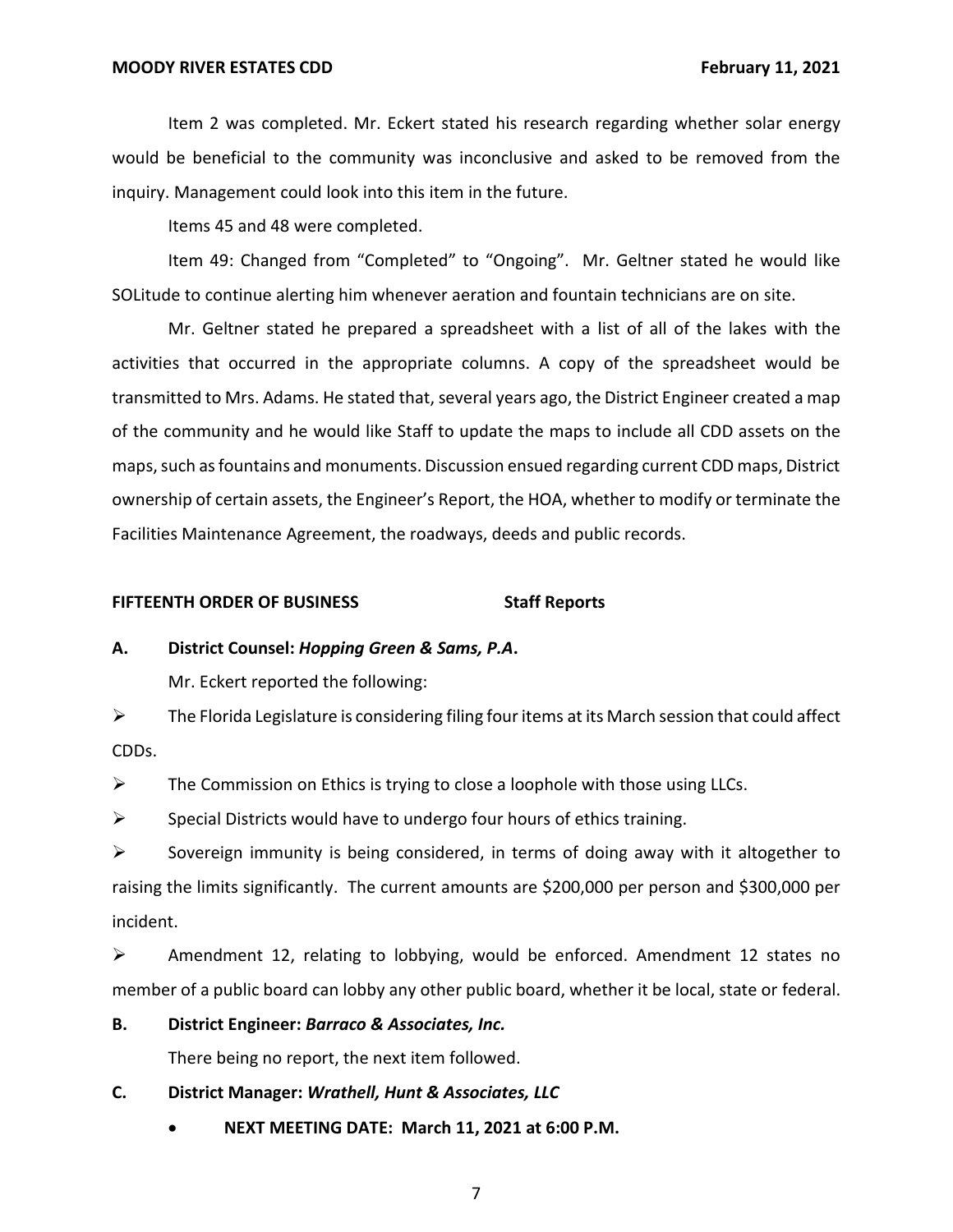Item 2 was completed. Mr. Eckert stated his research regarding whether solar energy would be beneficial to the community was inconclusive and asked to be removed from the inquiry. Management could look into this item in the future.

Items 45 and 48 were completed.

Item 49: Changed from "Completed" to "Ongoing". Mr. Geltner stated he would like SOLitude to continue alerting him whenever aeration and fountain technicians are on site.

Mr. Geltner stated he prepared a spreadsheet with a list of all of the lakes with the activities that occurred in the appropriate columns. A copy of the spreadsheet would be transmitted to Mrs. Adams. He stated that, several years ago, the District Engineer created a map of the community and he would like Staff to update the maps to include all CDD assets on the maps, such as fountains and monuments. Discussion ensued regarding current CDD maps, District ownership of certain assets, the Engineer's Report, the HOA, whether to modify or terminate the Facilities Maintenance Agreement, the roadways, deeds and public records.

**FIFTEENTH ORDER OF BUSINESS** **Staff Reports**

**A. District Counsel: *Hopping Green & Sams, P.A*.**

Mr. Eckert reported the following:

- The Florida Legislature is considering filing four items at its March session that could affect CDDs.
- The Commission on Ethics is trying to close a loophole with those using LLCs.
- Special Districts would have to undergo four hours of ethics training.
- Sovereign immunity is being considered, in terms of doing away with it altogether to raising the limits significantly. The current amounts are $200,000 per person and $300,000 per incident.
- Amendment 12, relating to lobbying, would be enforced. Amendment 12 states no member of a public board can lobby any other public board, whether it be local, state or federal.

**B. District Engineer: *Barraco & Associates, Inc.***

There being no report, the next item followed.

**C. District Manager: *Wrathell, Hunt & Associates, LLC***

- **NEXT MEETING DATE: March 11, 2021 at 6:00 P.M.**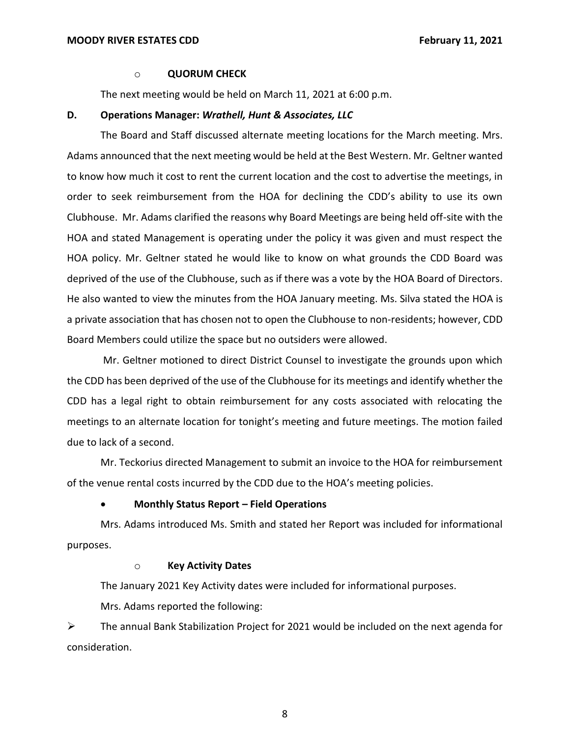- **QUORUM CHECK**

The next meeting would be held on March 11, 2021 at 6:00 p.m.

**D. Operations Manager: *Wrathell, Hunt & Associates, LLC***

The Board and Staff discussed alternate meeting locations for the March meeting. Mrs. Adams announced that the next meeting would be held at the Best Western. Mr. Geltner wanted to know how much it cost to rent the current location and the cost to advertise the meetings, in order to seek reimbursement from the HOA for declining the CDD's ability to use its own Clubhouse. Mr. Adams clarified the reasons why Board Meetings are being held off-site with the HOA and stated Management is operating under the policy it was given and must respect the HOA policy. Mr. Geltner stated he would like to know on what grounds the CDD Board was deprived of the use of the Clubhouse, such as if there was a vote by the HOA Board of Directors. He also wanted to view the minutes from the HOA January meeting. Ms. Silva stated the HOA is a private association that has chosen not to open the Clubhouse to non-residents; however, CDD Board Members could utilize the space but no outsiders were allowed.

Mr. Geltner motioned to direct District Counsel to investigate the grounds upon which the CDD has been deprived of the use of the Clubhouse for its meetings and identify whether the CDD has a legal right to obtain reimbursement for any costs associated with relocating the meetings to an alternate location for tonight's meeting and future meetings. The motion failed due to lack of a second.

Mr. Teckorius directed Management to submit an invoice to the HOA for reimbursement of the venue rental costs incurred by the CDD due to the HOA's meeting policies.

- **Monthly Status Report – Field Operations**

Mrs. Adams introduced Ms. Smith and stated her Report was included for informational purposes.

- **Key Activity Dates**

The January 2021 Key Activity dates were included for informational purposes.

Mrs. Adams reported the following:

- The annual Bank Stabilization Project for 2021 would be included on the next agenda for consideration.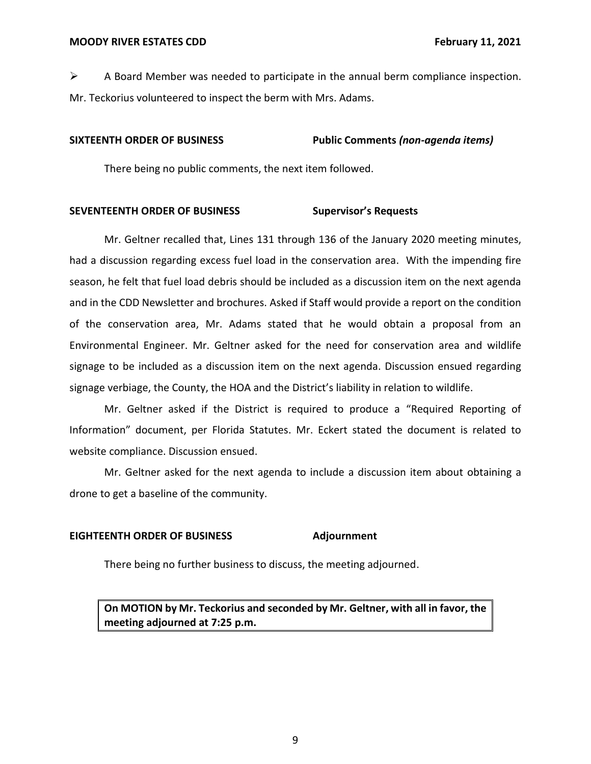➢ A Board Member was needed to participate in the annual berm compliance inspection. Mr. Teckorius volunteered to inspect the berm with Mrs. Adams.

**SIXTEENTH ORDER OF BUSINESS** **Public Comments *(non-agenda items)***

There being no public comments, the next item followed.

**SEVENTEENTH ORDER OF BUSINESS** **Supervisor's Requests**

Mr. Geltner recalled that, Lines 131 through 136 of the January 2020 meeting minutes, had a discussion regarding excess fuel load in the conservation area. With the impending fire season, he felt that fuel load debris should be included as a discussion item on the next agenda and in the CDD Newsletter and brochures. Asked if Staff would provide a report on the condition of the conservation area, Mr. Adams stated that he would obtain a proposal from an Environmental Engineer. Mr. Geltner asked for the need for conservation area and wildlife signage to be included as a discussion item on the next agenda. Discussion ensued regarding signage verbiage, the County, the HOA and the District's liability in relation to wildlife.

Mr. Geltner asked if the District is required to produce a "Required Reporting of Information" document, per Florida Statutes. Mr. Eckert stated the document is related to website compliance. Discussion ensued.

Mr. Geltner asked for the next agenda to include a discussion item about obtaining a drone to get a baseline of the community.

**EIGHTEENTH ORDER OF BUSINESS** **Adjournment**

There being no further business to discuss, the meeting adjourned.

| **On MOTION by Mr. Teckorius and seconded by Mr. Geltner, with all in favor, the meeting adjourned at 7:25 p.m.** |
|---|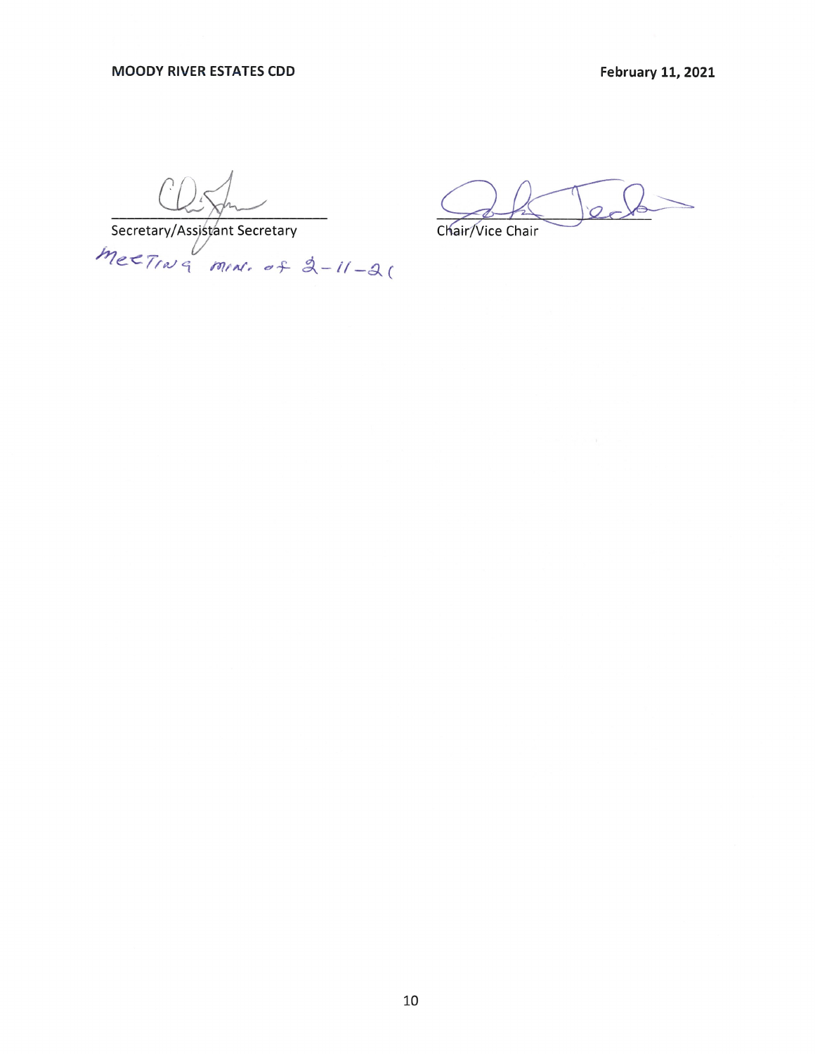___________________________
Secretary/Assistant Secretary

meeting min. of 2-11-21

___________________________
Chair/Vice Chair